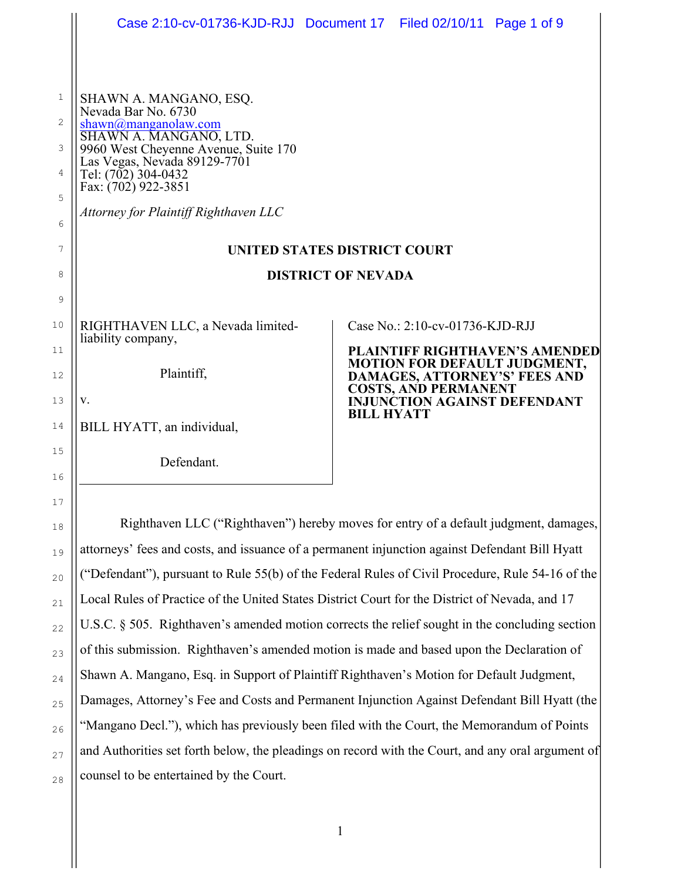SHAWN A. MANGANO, ESQ.
Nevada Bar No. 6730
shawn@manganolaw.com
SHAWN A. MANGANO, LTD.
9960 West Cheyenne Avenue, Suite 170
Las Vegas, Nevada 89129-7701
Tel: (702) 304-0432
Fax: (702) 922-3851

*Attorney for Plaintiff Righthaven LLC*

**UNITED STATES DISTRICT COURT**

**DISTRICT OF NEVADA**

| | |
|---|---|
| RIGHTHAVEN LLC, a Nevada limited-liability company,<br><br>Plaintiff,<br><br>v.<br><br>BILL HYATT, an individual,<br><br>Defendant. | Case No.: 2:10-cv-01736-KJD-RJJ<br><br>**PLAINTIFF RIGHTHAVEN'S AMENDED MOTION FOR DEFAULT JUDGMENT, DAMAGES, ATTORNEY'S' FEES AND COSTS, AND PERMANENT INJUNCTION AGAINST DEFENDANT BILL HYATT** |

Righthaven LLC ("Righthaven") hereby moves for entry of a default judgment, damages, attorneys' fees and costs, and issuance of a permanent injunction against Defendant Bill Hyatt ("Defendant"), pursuant to Rule 55(b) of the Federal Rules of Civil Procedure, Rule 54-16 of the Local Rules of Practice of the United States District Court for the District of Nevada, and 17 U.S.C. § 505. Righthaven's amended motion corrects the relief sought in the concluding section of this submission. Righthaven's amended motion is made and based upon the Declaration of Shawn A. Mangano, Esq. in Support of Plaintiff Righthaven's Motion for Default Judgment, Damages, Attorney's Fee and Costs and Permanent Injunction Against Defendant Bill Hyatt (the "Mangano Decl."), which has previously been filed with the Court, the Memorandum of Points and Authorities set forth below, the pleadings on record with the Court, and any oral argument of counsel to be entertained by the Court.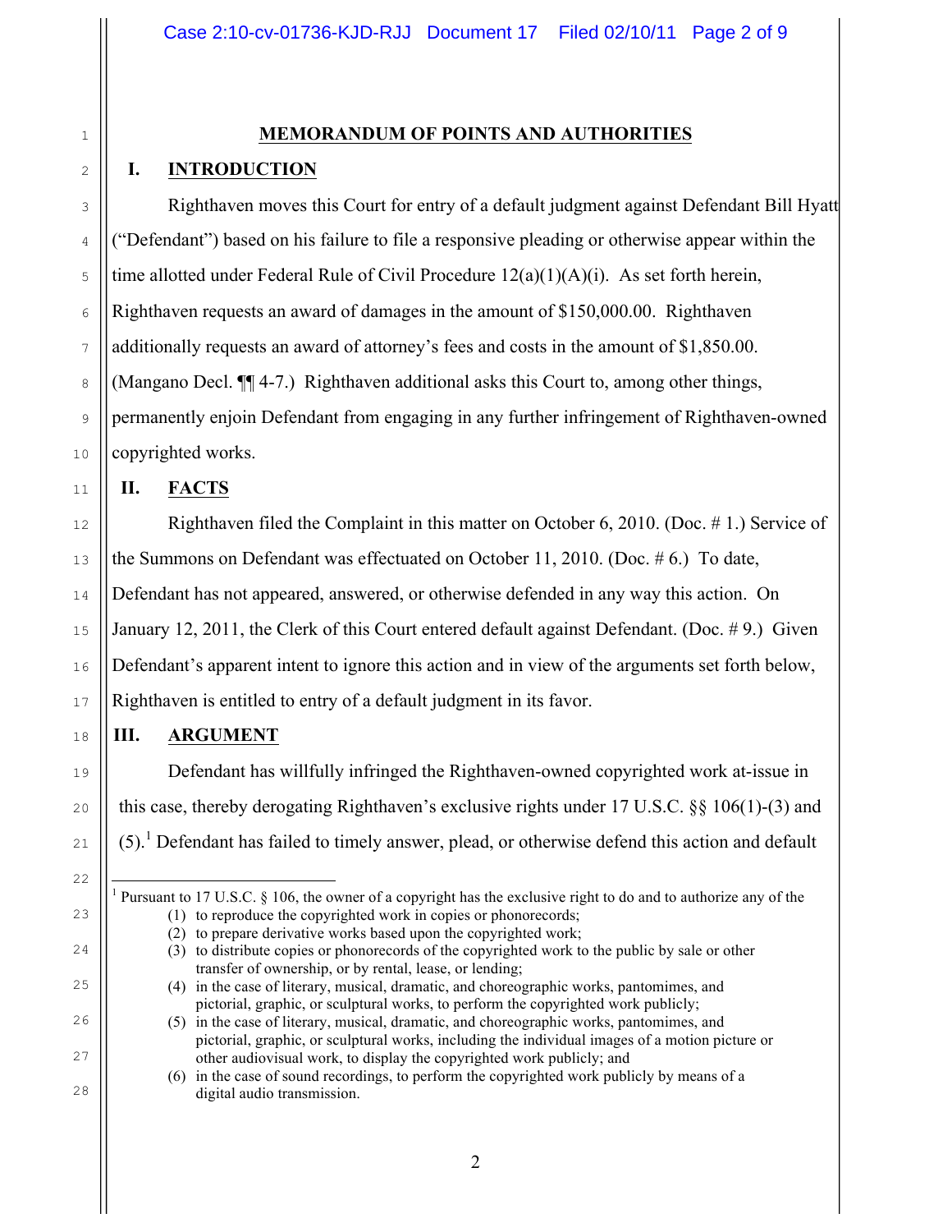## MEMORANDUM OF POINTS AND AUTHORITIES

### I. INTRODUCTION

Righthaven moves this Court for entry of a default judgment against Defendant Bill Hyatt ("Defendant") based on his failure to file a responsive pleading or otherwise appear within the time allotted under Federal Rule of Civil Procedure 12(a)(1)(A)(i). As set forth herein, Righthaven requests an award of damages in the amount of $150,000.00. Righthaven additionally requests an award of attorney's fees and costs in the amount of $1,850.00. (Mangano Decl. ¶¶ 4-7.) Righthaven additional asks this Court to, among other things, permanently enjoin Defendant from engaging in any further infringement of Righthaven-owned copyrighted works.

### II. FACTS

Righthaven filed the Complaint in this matter on October 6, 2010. (Doc. # 1.) Service of the Summons on Defendant was effectuated on October 11, 2010. (Doc. # 6.) To date, Defendant has not appeared, answered, or otherwise defended in any way this action. On January 12, 2011, the Clerk of this Court entered default against Defendant. (Doc. # 9.) Given Defendant's apparent intent to ignore this action and in view of the arguments set forth below, Righthaven is entitled to entry of a default judgment in its favor.

### III. ARGUMENT

Defendant has willfully infringed the Righthaven-owned copyrighted work at-issue in this case, thereby derogating Righthaven's exclusive rights under 17 U.S.C. §§ 106(1)-(3) and (5).[1] Defendant has failed to timely answer, plead, or otherwise defend this action and default

---

[1] Pursuant to 17 U.S.C. § 106, the owner of a copyright has the exclusive right to do and to authorize any of the

(1) to reproduce the copyrighted work in copies or phonorecords;
(2) to prepare derivative works based upon the copyrighted work;
(3) to distribute copies or phonorecords of the copyrighted work to the public by sale or other transfer of ownership, or by rental, lease, or lending;
(4) in the case of literary, musical, dramatic, and choreographic works, pantomimes, and pictorial, graphic, or sculptural works, to perform the copyrighted work publicly;
(5) in the case of literary, musical, dramatic, and choreographic works, pantomimes, and pictorial, graphic, or sculptural works, including the individual images of a motion picture or other audiovisual work, to display the copyrighted work publicly; and
(6) in the case of sound recordings, to perform the copyrighted work publicly by means of a digital audio transmission.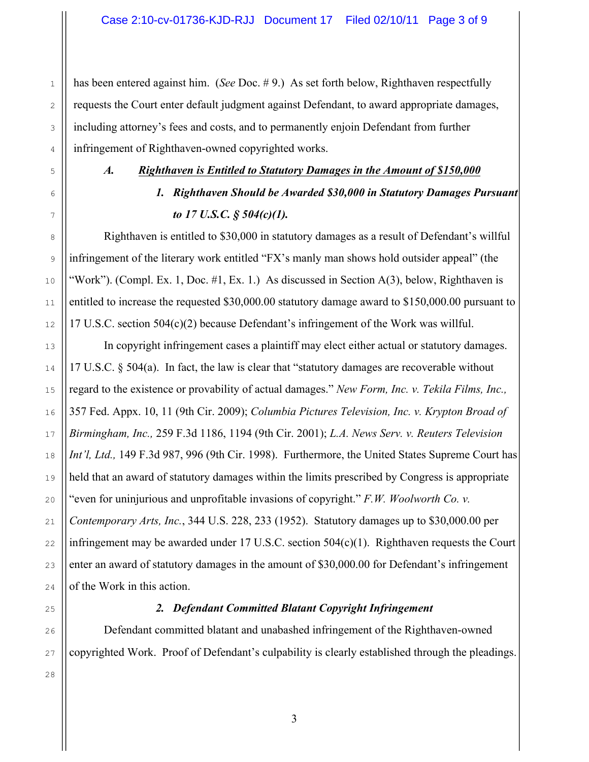has been entered against him. (*See* Doc. # 9.) As set forth below, Righthaven respectfully requests the Court enter default judgment against Defendant, to award appropriate damages, including attorney's fees and costs, and to permanently enjoin Defendant from further infringement of Righthaven-owned copyrighted works.

### *A. Righthaven is Entitled to Statutory Damages in the Amount of $150,000*

#### *1. Righthaven Should be Awarded $30,000 in Statutory Damages Pursuant to 17 U.S.C. § 504(c)(1).*

Righthaven is entitled to $30,000 in statutory damages as a result of Defendant's willful infringement of the literary work entitled "FX's manly man shows hold outsider appeal" (the "Work"). (Compl. Ex. 1, Doc. #1, Ex. 1.) As discussed in Section A(3), below, Righthaven is entitled to increase the requested $30,000.00 statutory damage award to $150,000.00 pursuant to 17 U.S.C. section 504(c)(2) because Defendant's infringement of the Work was willful.

In copyright infringement cases a plaintiff may elect either actual or statutory damages. 17 U.S.C. § 504(a). In fact, the law is clear that "statutory damages are recoverable without regard to the existence or provability of actual damages." *New Form, Inc. v. Tekila Films, Inc.,* 357 Fed. Appx. 10, 11 (9th Cir. 2009); *Columbia Pictures Television, Inc. v. Krypton Broad of Birmingham, Inc.,* 259 F.3d 1186, 1194 (9th Cir. 2001); *L.A. News Serv. v. Reuters Television Int'l, Ltd.,* 149 F.3d 987, 996 (9th Cir. 1998). Furthermore, the United States Supreme Court has held that an award of statutory damages within the limits prescribed by Congress is appropriate "even for uninjurious and unprofitable invasions of copyright." *F.W. Woolworth Co. v. Contemporary Arts, Inc.*, 344 U.S. 228, 233 (1952). Statutory damages up to $30,000.00 per infringement may be awarded under 17 U.S.C. section 504(c)(1). Righthaven requests the Court enter an award of statutory damages in the amount of $30,000.00 for Defendant's infringement of the Work in this action.

#### *2. Defendant Committed Blatant Copyright Infringement*

Defendant committed blatant and unabashed infringement of the Righthaven-owned copyrighted Work. Proof of Defendant's culpability is clearly established through the pleadings.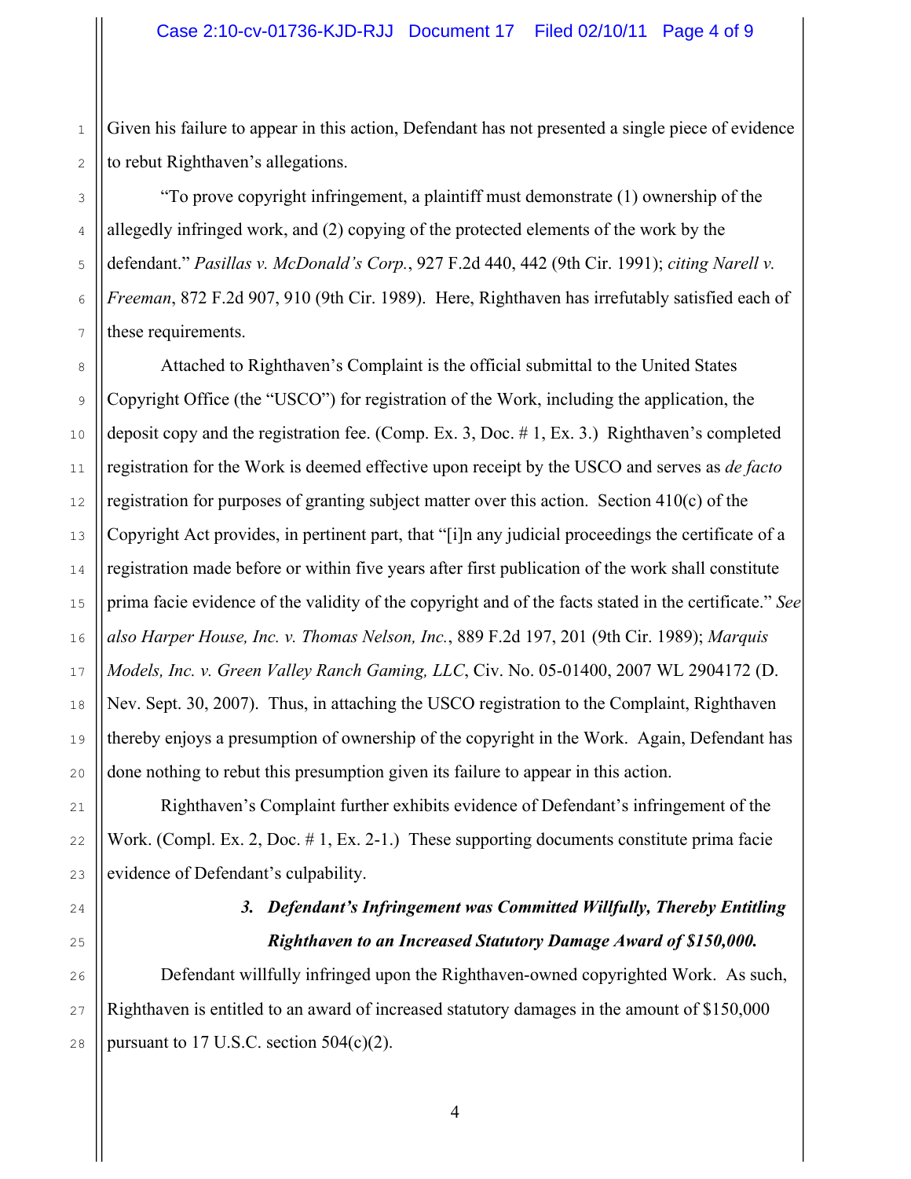Given his failure to appear in this action, Defendant has not presented a single piece of evidence to rebut Righthaven's allegations.

"To prove copyright infringement, a plaintiff must demonstrate (1) ownership of the allegedly infringed work, and (2) copying of the protected elements of the work by the defendant." *Pasillas v. McDonald's Corp.*, 927 F.2d 440, 442 (9th Cir. 1991); *citing Narell v. Freeman*, 872 F.2d 907, 910 (9th Cir. 1989). Here, Righthaven has irrefutably satisfied each of these requirements.

Attached to Righthaven's Complaint is the official submittal to the United States Copyright Office (the "USCO") for registration of the Work, including the application, the deposit copy and the registration fee. (Comp. Ex. 3, Doc. # 1, Ex. 3.) Righthaven's completed registration for the Work is deemed effective upon receipt by the USCO and serves as *de facto* registration for purposes of granting subject matter over this action. Section 410(c) of the Copyright Act provides, in pertinent part, that "[i]n any judicial proceedings the certificate of a registration made before or within five years after first publication of the work shall constitute prima facie evidence of the validity of the copyright and of the facts stated in the certificate." *See also Harper House, Inc. v. Thomas Nelson, Inc.*, 889 F.2d 197, 201 (9th Cir. 1989); *Marquis Models, Inc. v. Green Valley Ranch Gaming, LLC*, Civ. No. 05-01400, 2007 WL 2904172 (D. Nev. Sept. 30, 2007). Thus, in attaching the USCO registration to the Complaint, Righthaven thereby enjoys a presumption of ownership of the copyright in the Work. Again, Defendant has done nothing to rebut this presumption given its failure to appear in this action.

Righthaven's Complaint further exhibits evidence of Defendant's infringement of the Work. (Compl. Ex. 2, Doc. # 1, Ex. 2-1.) These supporting documents constitute prima facie evidence of Defendant's culpability.

### *3. Defendant's Infringement was Committed Willfully, Thereby Entitling Righthaven to an Increased Statutory Damage Award of $150,000.*

Defendant willfully infringed upon the Righthaven-owned copyrighted Work. As such, Righthaven is entitled to an award of increased statutory damages in the amount of $150,000 pursuant to 17 U.S.C. section 504(c)(2).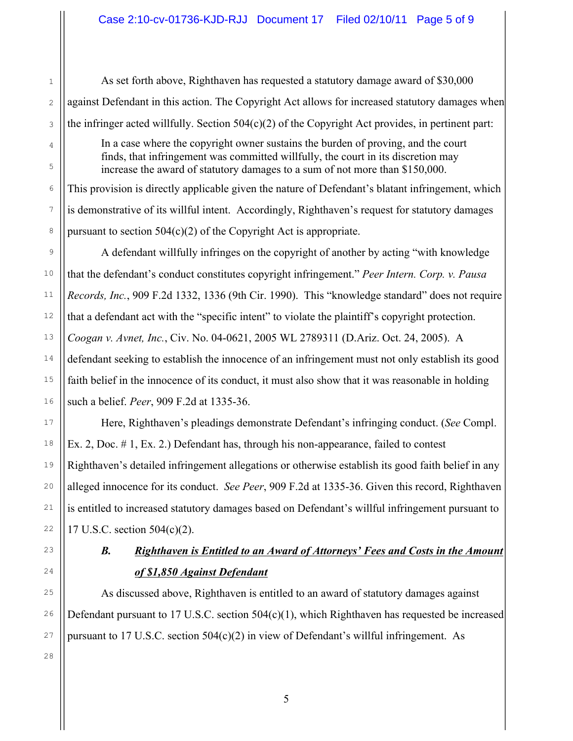As set forth above, Righthaven has requested a statutory damage award of $30,000 against Defendant in this action. The Copyright Act allows for increased statutory damages when the infringer acted willfully. Section 504(c)(2) of the Copyright Act provides, in pertinent part:

> In a case where the copyright owner sustains the burden of proving, and the court finds, that infringement was committed willfully, the court in its discretion may increase the award of statutory damages to a sum of not more than $150,000.

This provision is directly applicable given the nature of Defendant's blatant infringement, which is demonstrative of its willful intent. Accordingly, Righthaven's request for statutory damages pursuant to section 504(c)(2) of the Copyright Act is appropriate.

A defendant willfully infringes on the copyright of another by acting "with knowledge that the defendant's conduct constitutes copyright infringement." *Peer Intern. Corp. v. Pausa Records, Inc.*, 909 F.2d 1332, 1336 (9th Cir. 1990). This "knowledge standard" does not require that a defendant act with the "specific intent" to violate the plaintiff's copyright protection. *Coogan v. Avnet, Inc.*, Civ. No. 04-0621, 2005 WL 2789311 (D.Ariz. Oct. 24, 2005). A defendant seeking to establish the innocence of an infringement must not only establish its good faith belief in the innocence of its conduct, it must also show that it was reasonable in holding such a belief. *Peer*, 909 F.2d at 1335-36.

Here, Righthaven's pleadings demonstrate Defendant's infringing conduct. (*See* Compl. Ex. 2, Doc. # 1, Ex. 2.) Defendant has, through his non-appearance, failed to contest Righthaven's detailed infringement allegations or otherwise establish its good faith belief in any alleged innocence for its conduct. *See Peer*, 909 F.2d at 1335-36. Given this record, Righthaven is entitled to increased statutory damages based on Defendant's willful infringement pursuant to 17 U.S.C. section 504(c)(2).

### *B.* ***Righthaven is Entitled to an Award of Attorneys' Fees and Costs in the Amount of $1,850 Against Defendant***

As discussed above, Righthaven is entitled to an award of statutory damages against Defendant pursuant to 17 U.S.C. section 504(c)(1), which Righthaven has requested be increased pursuant to 17 U.S.C. section 504(c)(2) in view of Defendant's willful infringement. As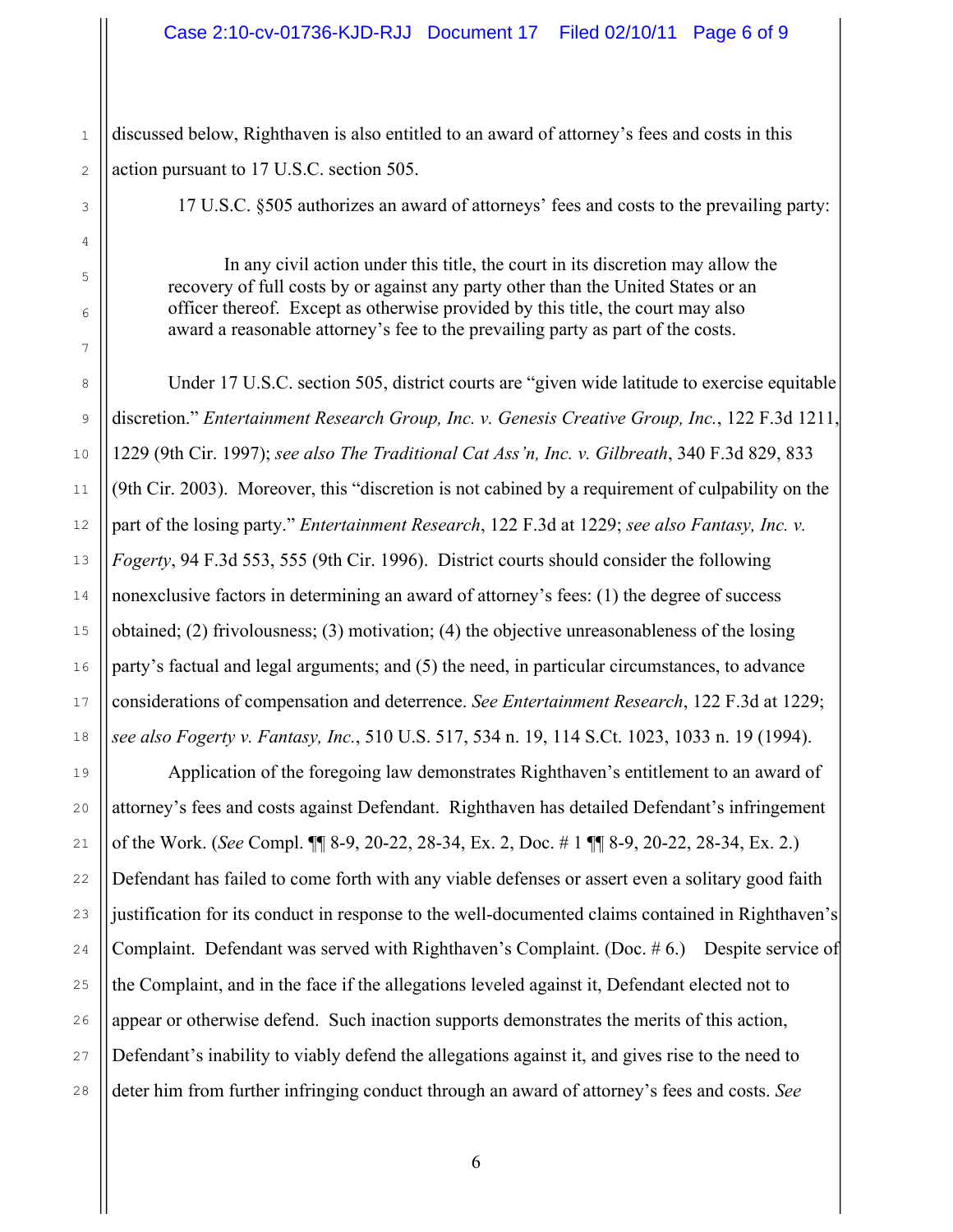discussed below, Righthaven is also entitled to an award of attorney's fees and costs in this action pursuant to 17 U.S.C. section 505.

17 U.S.C. §505 authorizes an award of attorneys' fees and costs to the prevailing party:

> In any civil action under this title, the court in its discretion may allow the recovery of full costs by or against any party other than the United States or an officer thereof. Except as otherwise provided by this title, the court may also award a reasonable attorney's fee to the prevailing party as part of the costs.

Under 17 U.S.C. section 505, district courts are "given wide latitude to exercise equitable discretion." *Entertainment Research Group, Inc. v. Genesis Creative Group, Inc.*, 122 F.3d 1211, 1229 (9th Cir. 1997); *see also The Traditional Cat Ass'n, Inc. v. Gilbreath*, 340 F.3d 829, 833 (9th Cir. 2003). Moreover, this "discretion is not cabined by a requirement of culpability on the part of the losing party." *Entertainment Research*, 122 F.3d at 1229; *see also Fantasy, Inc. v. Fogerty*, 94 F.3d 553, 555 (9th Cir. 1996). District courts should consider the following nonexclusive factors in determining an award of attorney's fees: (1) the degree of success obtained; (2) frivolousness; (3) motivation; (4) the objective unreasonableness of the losing party's factual and legal arguments; and (5) the need, in particular circumstances, to advance considerations of compensation and deterrence. *See Entertainment Research*, 122 F.3d at 1229; *see also Fogerty v. Fantasy, Inc.*, 510 U.S. 517, 534 n. 19, 114 S.Ct. 1023, 1033 n. 19 (1994).

Application of the foregoing law demonstrates Righthaven's entitlement to an award of attorney's fees and costs against Defendant. Righthaven has detailed Defendant's infringement of the Work. (*See* Compl. ¶¶ 8-9, 20-22, 28-34, Ex. 2, Doc. # 1 ¶¶ 8-9, 20-22, 28-34, Ex. 2.) Defendant has failed to come forth with any viable defenses or assert even a solitary good faith justification for its conduct in response to the well-documented claims contained in Righthaven's Complaint. Defendant was served with Righthaven's Complaint. (Doc. # 6.) Despite service of the Complaint, and in the face if the allegations leveled against it, Defendant elected not to appear or otherwise defend. Such inaction supports demonstrates the merits of this action, Defendant's inability to viably defend the allegations against it, and gives rise to the need to deter him from further infringing conduct through an award of attorney's fees and costs. *See*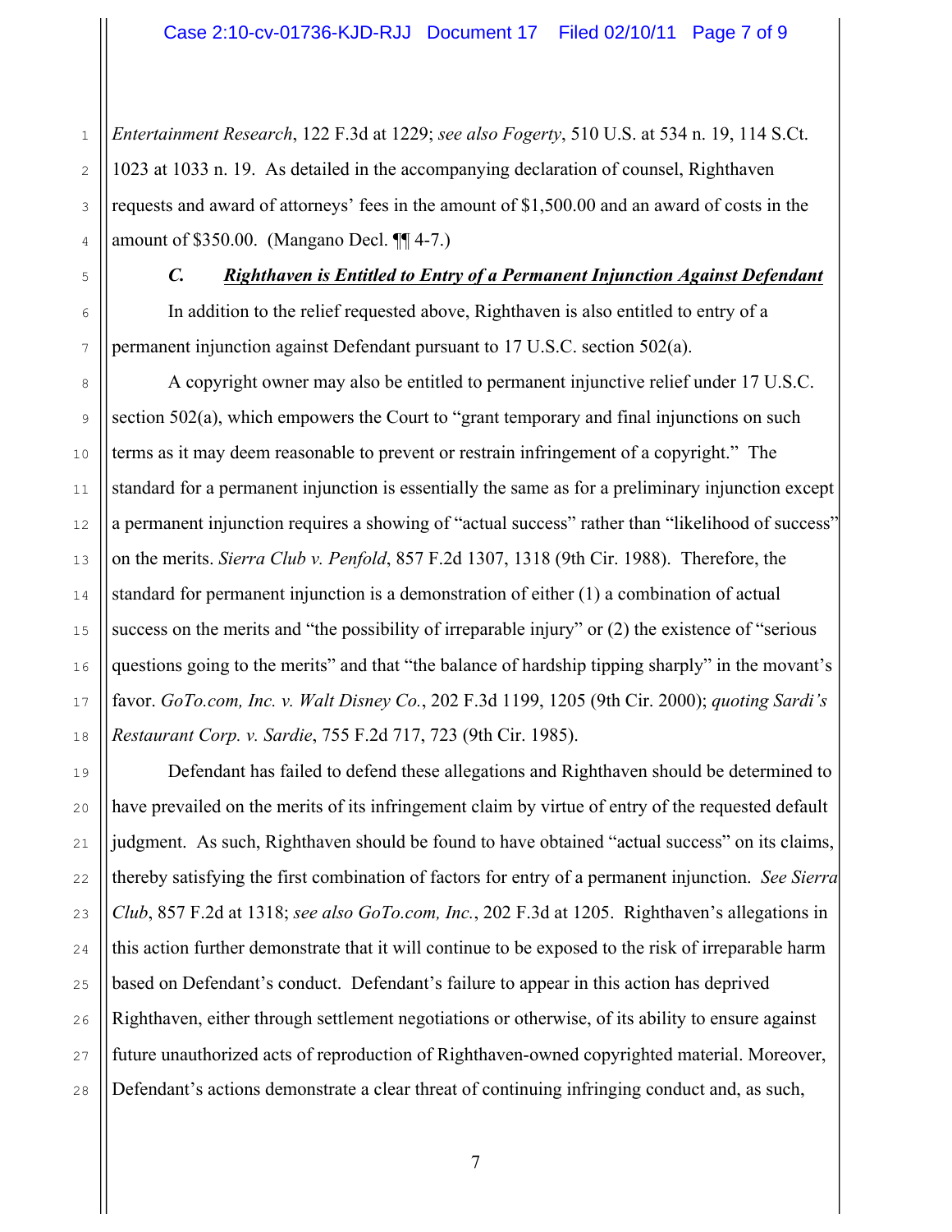*Entertainment Research*, 122 F.3d at 1229; *see also Fogerty*, 510 U.S. at 534 n. 19, 114 S.Ct. 1023 at 1033 n. 19. As detailed in the accompanying declaration of counsel, Righthaven requests and award of attorneys' fees in the amount of $1,500.00 and an award of costs in the amount of $350.00. (Mangano Decl. ¶¶ 4-7.)

### *C. Righthaven is Entitled to Entry of a Permanent Injunction Against Defendant*

In addition to the relief requested above, Righthaven is also entitled to entry of a permanent injunction against Defendant pursuant to 17 U.S.C. section 502(a).

A copyright owner may also be entitled to permanent injunctive relief under 17 U.S.C. section 502(a), which empowers the Court to "grant temporary and final injunctions on such terms as it may deem reasonable to prevent or restrain infringement of a copyright." The standard for a permanent injunction is essentially the same as for a preliminary injunction except a permanent injunction requires a showing of "actual success" rather than "likelihood of success" on the merits. *Sierra Club v. Penfold*, 857 F.2d 1307, 1318 (9th Cir. 1988). Therefore, the standard for permanent injunction is a demonstration of either (1) a combination of actual success on the merits and "the possibility of irreparable injury" or (2) the existence of "serious questions going to the merits" and that "the balance of hardship tipping sharply" in the movant's favor. *GoTo.com, Inc. v. Walt Disney Co.*, 202 F.3d 1199, 1205 (9th Cir. 2000); *quoting Sardi's Restaurant Corp. v. Sardie*, 755 F.2d 717, 723 (9th Cir. 1985).

Defendant has failed to defend these allegations and Righthaven should be determined to have prevailed on the merits of its infringement claim by virtue of entry of the requested default judgment. As such, Righthaven should be found to have obtained "actual success" on its claims, thereby satisfying the first combination of factors for entry of a permanent injunction. *See Sierra Club*, 857 F.2d at 1318; *see also GoTo.com, Inc.*, 202 F.3d at 1205. Righthaven's allegations in this action further demonstrate that it will continue to be exposed to the risk of irreparable harm based on Defendant's conduct. Defendant's failure to appear in this action has deprived Righthaven, either through settlement negotiations or otherwise, of its ability to ensure against future unauthorized acts of reproduction of Righthaven-owned copyrighted material. Moreover, Defendant's actions demonstrate a clear threat of continuing infringing conduct and, as such,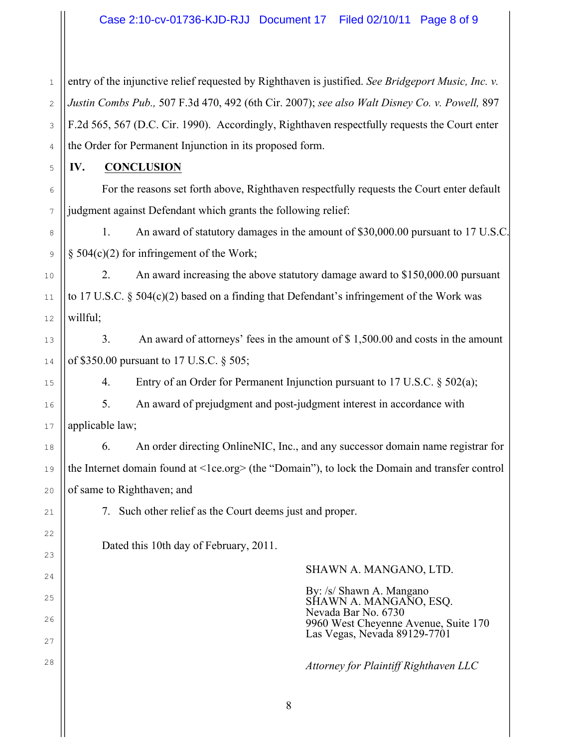entry of the injunctive relief requested by Righthaven is justified. *See Bridgeport Music, Inc. v. Justin Combs Pub.,* 507 F.3d 470, 492 (6th Cir. 2007); *see also Walt Disney Co. v. Powell,* 897 F.2d 565, 567 (D.C. Cir. 1990). Accordingly, Righthaven respectfully requests the Court enter the Order for Permanent Injunction in its proposed form.

## IV. CONCLUSION

For the reasons set forth above, Righthaven respectfully requests the Court enter default judgment against Defendant which grants the following relief:

1. An award of statutory damages in the amount of $30,000.00 pursuant to 17 U.S.C. § 504(c)(2) for infringement of the Work;

2. An award increasing the above statutory damage award to $150,000.00 pursuant to 17 U.S.C. § 504(c)(2) based on a finding that Defendant's infringement of the Work was willful;

3. An award of attorneys' fees in the amount of $ 1,500.00 and costs in the amount of $350.00 pursuant to 17 U.S.C. § 505;

4. Entry of an Order for Permanent Injunction pursuant to 17 U.S.C. § 502(a);

5. An award of prejudgment and post-judgment interest in accordance with applicable law;

6. An order directing OnlineNIC, Inc., and any successor domain name registrar for the Internet domain found at <1ce.org> (the "Domain"), to lock the Domain and transfer control of same to Righthaven; and

7. Such other relief as the Court deems just and proper.

Dated this 10th day of February, 2011.

SHAWN A. MANGANO, LTD.

By: /s/ Shawn A. Mangano
SHAWN A. MANGANO, ESQ.
Nevada Bar No. 6730
9960 West Cheyenne Avenue, Suite 170
Las Vegas, Nevada 89129-7701

*Attorney for Plaintiff Righthaven LLC*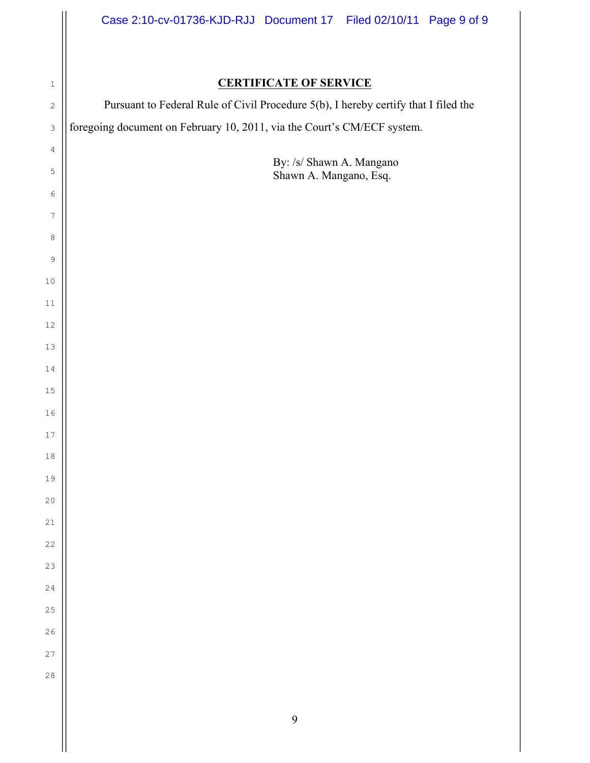**CERTIFICATE OF SERVICE**

Pursuant to Federal Rule of Civil Procedure 5(b), I hereby certify that I filed the foregoing document on February 10, 2011, via the Court's CM/ECF system.

By: /s/ Shawn A. Mangano
Shawn A. Mangano, Esq.